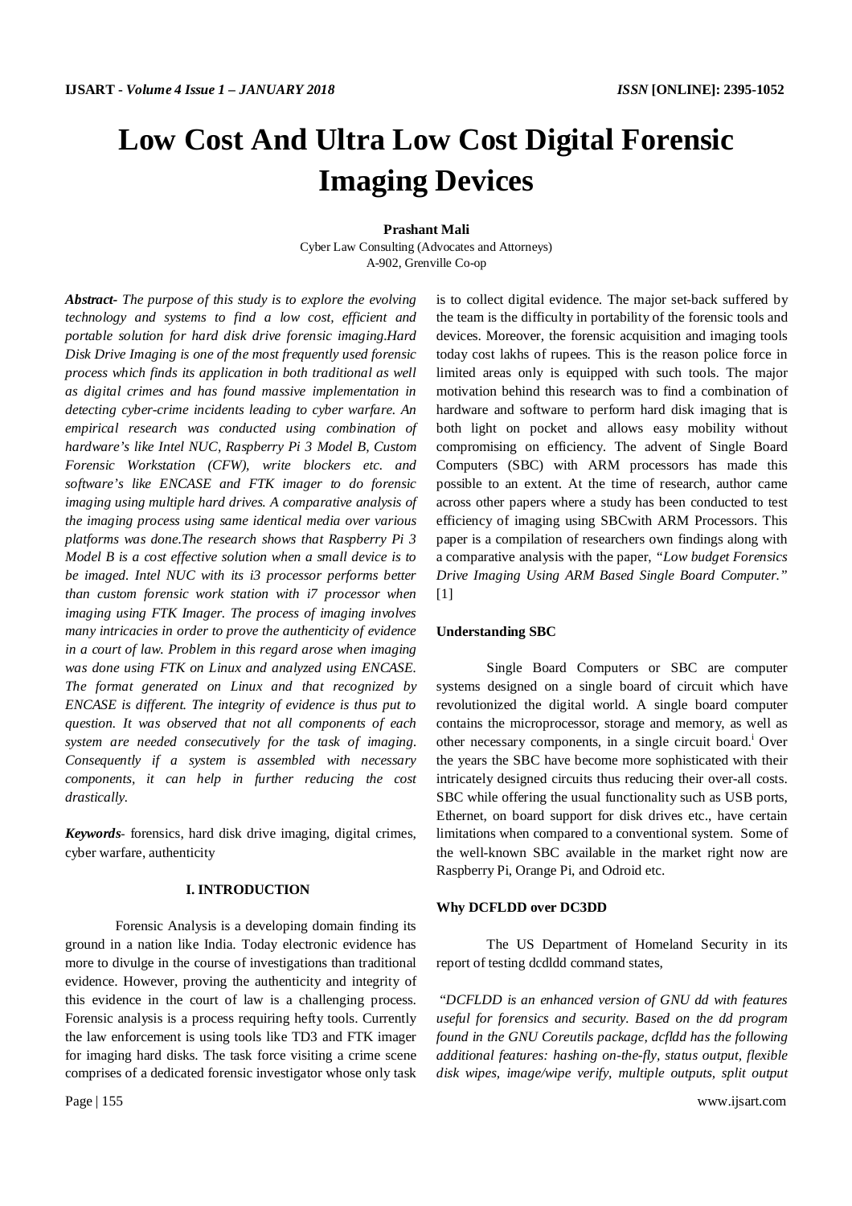# Low Cost And Ultra Low Cost Digital Forensic Imaging Devices

**Prashant Mali**

Cyber Law Consulting (Advocates and Attorneys)
A-902, Grenville Co-op

***Abstract-*** *The purpose of this study is to explore the evolving technology and systems to find a low cost, efficient and portable solution for hard disk drive forensic imaging.Hard Disk Drive Imaging is one of the most frequently used forensic process which finds its application in both traditional as well as digital crimes and has found massive implementation in detecting cyber-crime incidents leading to cyber warfare. An empirical research was conducted using combination of hardware's like Intel NUC, Raspberry Pi 3 Model B, Custom Forensic Workstation (CFW), write blockers etc. and software's like ENCASE and FTK imager to do forensic imaging using multiple hard drives. A comparative analysis of the imaging process using same identical media over various platforms was done.The research shows that Raspberry Pi 3 Model B is a cost effective solution when a small device is to be imaged. Intel NUC with its i3 processor performs better than custom forensic work station with i7 processor when imaging using FTK Imager. The process of imaging involves many intricacies in order to prove the authenticity of evidence in a court of law. Problem in this regard arose when imaging was done using FTK on Linux and analyzed using ENCASE. The format generated on Linux and that recognized by ENCASE is different. The integrity of evidence is thus put to question. It was observed that not all components of each system are needed consecutively for the task of imaging. Consequently if a system is assembled with necessary components, it can help in further reducing the cost drastically.*

***Keywords***- forensics, hard disk drive imaging, digital crimes, cyber warfare, authenticity

## I. INTRODUCTION

Forensic Analysis is a developing domain finding its ground in a nation like India. Today electronic evidence has more to divulge in the course of investigations than traditional evidence. However, proving the authenticity and integrity of this evidence in the court of law is a challenging process. Forensic analysis is a process requiring hefty tools. Currently the law enforcement is using tools like TD3 and FTK imager for imaging hard disks. The task force visiting a crime scene comprises of a dedicated forensic investigator whose only task is to collect digital evidence. The major set-back suffered by the team is the difficulty in portability of the forensic tools and devices. Moreover, the forensic acquisition and imaging tools today cost lakhs of rupees. This is the reason police force in limited areas only is equipped with such tools. The major motivation behind this research was to find a combination of hardware and software to perform hard disk imaging that is both light on pocket and allows easy mobility without compromising on efficiency. The advent of Single Board Computers (SBC) with ARM processors has made this possible to an extent. At the time of research, author came across other papers where a study has been conducted to test efficiency of imaging using SBCwith ARM Processors. This paper is a compilation of researchers own findings along with a comparative analysis with the paper, *"Low budget Forensics Drive Imaging Using ARM Based Single Board Computer."* [1]

### Understanding SBC

Single Board Computers or SBC are computer systems designed on a single board of circuit which have revolutionized the digital world. A single board computer contains the microprocessor, storage and memory, as well as other necessary components, in a single circuit board.[i] Over the years the SBC have become more sophisticated with their intricately designed circuits thus reducing their over-all costs. SBC while offering the usual functionality such as USB ports, Ethernet, on board support for disk drives etc., have certain limitations when compared to a conventional system. Some of the well-known SBC available in the market right now are Raspberry Pi, Orange Pi, and Odroid etc.

### Why DCFLDD over DC3DD

The US Department of Homeland Security in its report of testing dcdldd command states,

*"DCFLDD is an enhanced version of GNU dd with features useful for forensics and security. Based on the dd program found in the GNU Coreutils package, dcfldd has the following additional features: hashing on-the-fly, status output, flexible disk wipes, image/wipe verify, multiple outputs, split output*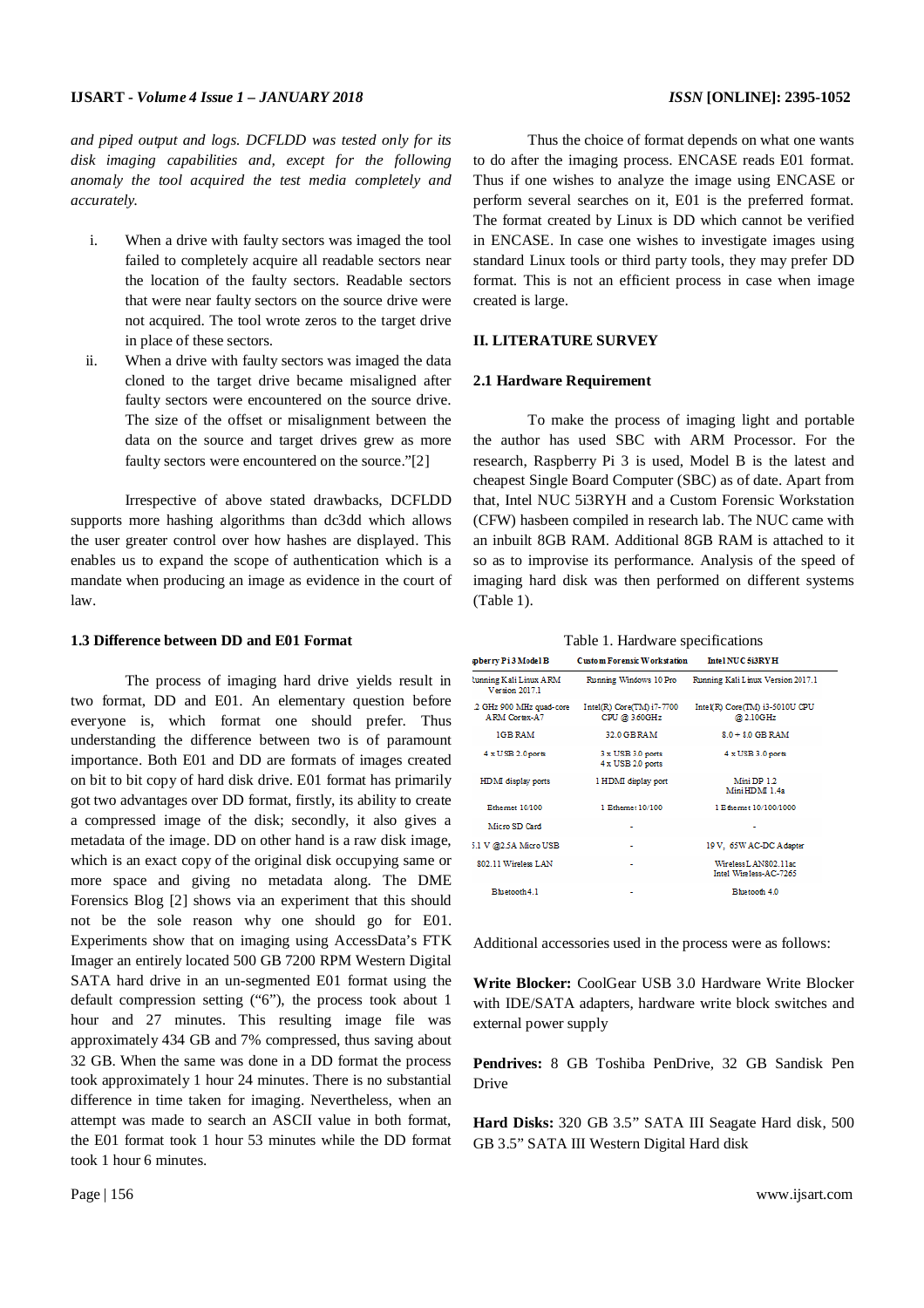*and piped output and logs. DCFLDD was tested only for its disk imaging capabilities and, except for the following anomaly the tool acquired the test media completely and accurately.*

i. When a drive with faulty sectors was imaged the tool failed to completely acquire all readable sectors near the location of the faulty sectors. Readable sectors that were near faulty sectors on the source drive were not acquired. The tool wrote zeros to the target drive in place of these sectors.
ii. When a drive with faulty sectors was imaged the data cloned to the target drive became misaligned after faulty sectors were encountered on the source drive. The size of the offset or misalignment between the data on the source and target drives grew as more faulty sectors were encountered on the source."[2]

Irrespective of above stated drawbacks, DCFLDD supports more hashing algorithms than dc3dd which allows the user greater control over how hashes are displayed. This enables us to expand the scope of authentication which is a mandate when producing an image as evidence in the court of law.

### 1.3 Difference between DD and E01 Format

The process of imaging hard drive yields result in two format, DD and E01. An elementary question before everyone is, which format one should prefer. Thus understanding the difference between two is of paramount importance. Both E01 and DD are formats of images created on bit to bit copy of hard disk drive. E01 format has primarily got two advantages over DD format, firstly, its ability to create a compressed image of the disk; secondly, it also gives a metadata of the image. DD on other hand is a raw disk image, which is an exact copy of the original disk occupying same or more space and giving no metadata along. The DME Forensics Blog [2] shows via an experiment that this should not be the sole reason why one should go for E01. Experiments show that on imaging using AccessData's FTK Imager an entirely located 500 GB 7200 RPM Western Digital SATA hard drive in an un-segmented E01 format using the default compression setting ("6"), the process took about 1 hour and 27 minutes. This resulting image file was approximately 434 GB and 7% compressed, thus saving about 32 GB. When the same was done in a DD format the process took approximately 1 hour 24 minutes. There is no substantial difference in time taken for imaging. Nevertheless, when an attempt was made to search an ASCII value in both format, the E01 format took 1 hour 53 minutes while the DD format took 1 hour 6 minutes.

Thus the choice of format depends on what one wants to do after the imaging process. ENCASE reads E01 format. Thus if one wishes to analyze the image using ENCASE or perform several searches on it, E01 is the preferred format. The format created by Linux is DD which cannot be verified in ENCASE. In case one wishes to investigate images using standard Linux tools or third party tools, they may prefer DD format. This is not an efficient process in case when image created is large.

## II. LITERATURE SURVEY

### 2.1 Hardware Requirement

To make the process of imaging light and portable the author has used SBC with ARM Processor. For the research, Raspberry Pi 3 is used, Model B is the latest and cheapest Single Board Computer (SBC) as of date. Apart from that, Intel NUC 5i3RYH and a Custom Forensic Workstation (CFW) hasbeen compiled in research lab. The NUC came with an inbuilt 8GB RAM. Additional 8GB RAM is attached to it so as to improvise its performance. Analysis of the speed of imaging hard disk was then performed on different systems (Table 1).

Table 1. Hardware specifications

| Raspberry Pi 3 Model B | Custom Forensic Workstation | Intel NUC 5i3RYH |
|---|---|---|
| Running Kali Linux ARM Version 2017.1 | Running Windows 10 Pro | Running Kali Linux Version 2017.1 |
| 1.2 GHz 900 MHz quad-core ARM Cortex-A7 | Intel(R) Core(TM) i7-7700 CPU @ 3.60GHz | Intel(R) Core(TM) i3-5010U CPU @ 2.10GHz |
| 1GB RAM | 32.0 GB RAM | 8.0 + 8.0 GB RAM |
| 4 x USB 2.0 ports | 3 x USB 3.0 ports 4 x USB 2.0 ports | 4 x USB 3.0 ports |
| HDMI display ports | 1 HDMI display port | Mini DP 1.2 Mini HDMI 1.4a |
| Ethernet 10/100 | 1 Ethernet 10/100 | 1 Ethernet 10/100/1000 |
| Micro SD Card | - | - |
| 5.1 V @2.5A Micro USB | - | 19 V, 65W AC-DC Adapter |
| 802.11 Wireless LAN | - | Wireless LAN802.11ac Intel Wireless-AC-7265 |
| Bluetooth 4.1 | - | Bluetooth 4.0 |

Additional accessories used in the process were as follows:

**Write Blocker:** CoolGear USB 3.0 Hardware Write Blocker with IDE/SATA adapters, hardware write block switches and external power supply

**Pendrives:** 8 GB Toshiba PenDrive, 32 GB Sandisk Pen Drive

**Hard Disks:** 320 GB 3.5" SATA III Seagate Hard disk, 500 GB 3.5" SATA III Western Digital Hard disk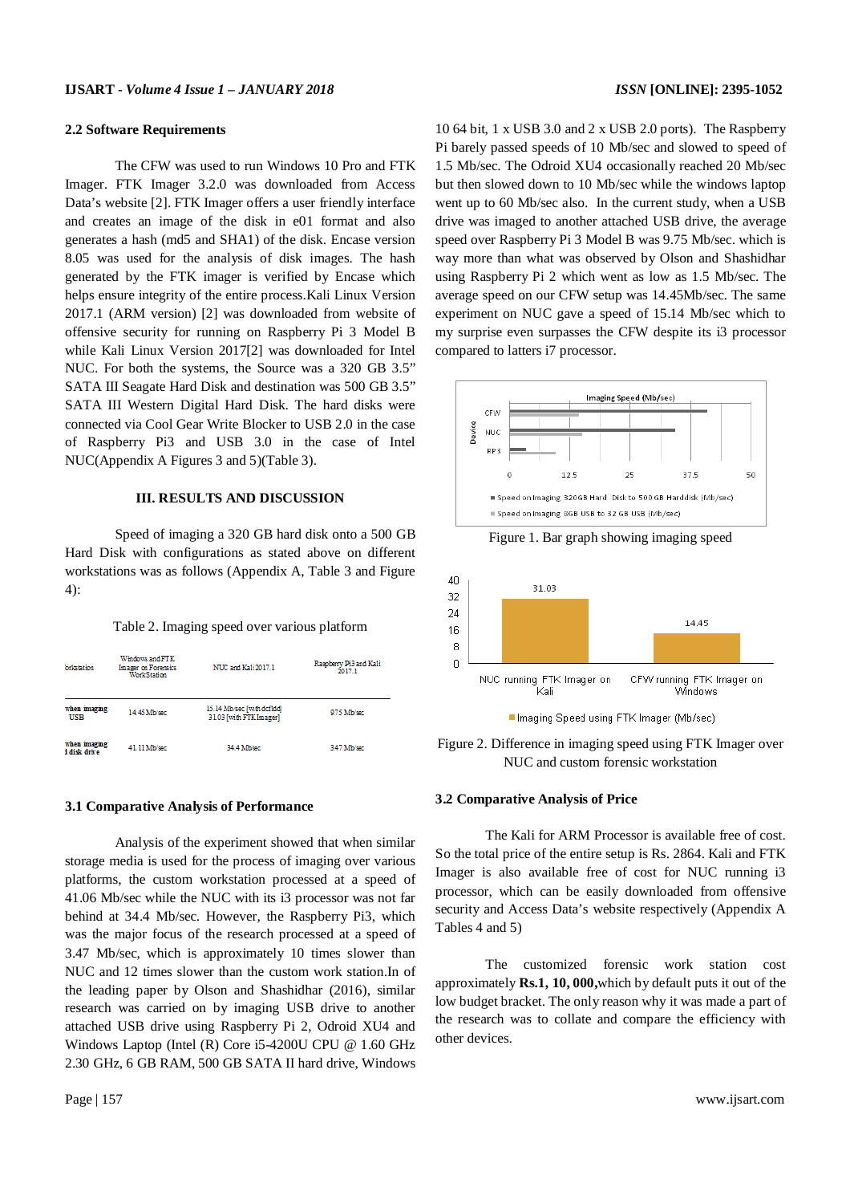### 2.2 Software Requirements

The CFW was used to run Windows 10 Pro and FTK Imager. FTK Imager 3.2.0 was downloaded from Access Data's website [2]. FTK Imager offers a user friendly interface and creates an image of the disk in e01 format and also generates a hash (md5 and SHA1) of the disk. Encase version 8.05 was used for the analysis of disk images. The hash generated by the FTK imager is verified by Encase which helps ensure integrity of the entire process.Kali Linux Version 2017.1 (ARM version) [2] was downloaded from website of offensive security for running on Raspberry Pi 3 Model B while Kali Linux Version 2017[2] was downloaded for Intel NUC. For both the systems, the Source was a 320 GB 3.5" SATA III Seagate Hard Disk and destination was 500 GB 3.5" SATA III Western Digital Hard Disk. The hard disks were connected via Cool Gear Write Blocker to USB 2.0 in the case of Raspberry Pi3 and USB 3.0 in the case of Intel NUC(Appendix A Figures 3 and 5)(Table 3).

## III. RESULTS AND DISCUSSION

Speed of imaging a 320 GB hard disk onto a 500 GB Hard Disk with configurations as stated above on different workstations was as follows (Appendix A, Table 3 and Figure 4):

Table 2. Imaging speed over various platform

| orkstation | Windows and FTK Imager on Forensics WorkStation | NUC and Kali 2017.1 | Raspberry Pi3 and Kali 2017.1 |
|---|---|---|---|
| when imaging USB | 14.45 Mb/sec | 15.14 Mb/sec [with dcfldd] 31.03 [with FTK Imager] | 9.75 Mb/sec |
| when imaging l disk drive | 41.11 Mb/sec | 34.4 Mb/sec | 3.47 Mb/sec |

### 3.1 Comparative Analysis of Performance

Analysis of the experiment showed that when similar storage media is used for the process of imaging over various platforms, the custom workstation processed at a speed of 41.06 Mb/sec while the NUC with its i3 processor was not far behind at 34.4 Mb/sec. However, the Raspberry Pi3, which was the major focus of the research processed at a speed of 3.47 Mb/sec, which is approximately 10 times slower than NUC and 12 times slower than the custom work station.In of the leading paper by Olson and Shashidhar (2016), similar research was carried on by imaging USB drive to another attached USB drive using Raspberry Pi 2, Odroid XU4 and Windows Laptop (Intel (R) Core i5-4200U CPU @ 1.60 GHz 2.30 GHz, 6 GB RAM, 500 GB SATA II hard drive, Windows 10 64 bit, 1 x USB 3.0 and 2 x USB 2.0 ports). The Raspberry Pi barely passed speeds of 10 Mb/sec and slowed to speed of 1.5 Mb/sec. The Odroid XU4 occasionally reached 20 Mb/sec but then slowed down to 10 Mb/sec while the windows laptop went up to 60 Mb/sec also. In the current study, when a USB drive was imaged to another attached USB drive, the average speed over Raspberry Pi 3 Model B was 9.75 Mb/sec. which is way more than what was observed by Olson and Shashidhar using Raspberry Pi 2 which went as low as 1.5 Mb/sec. The average speed on our CFW setup was 14.45Mb/sec. The same experiment on NUC gave a speed of 15.14 Mb/sec which to my surprise even surpasses the CFW despite its i3 processor compared to latters i7 processor.

Figure 1. Bar graph showing imaging speed

Figure 2. Difference in imaging speed using FTK Imager over NUC and custom forensic workstation

### 3.2 Comparative Analysis of Price

The Kali for ARM Processor is available free of cost. So the total price of the entire setup is Rs. 2864. Kali and FTK Imager is also available free of cost for NUC running i3 processor, which can be easily downloaded from offensive security and Access Data's website respectively (Appendix A Tables 4 and 5)

The customized forensic work station cost approximately **Rs.1, 10, 000,**which by default puts it out of the low budget bracket. The only reason why it was made a part of the research was to collate and compare the efficiency with other devices.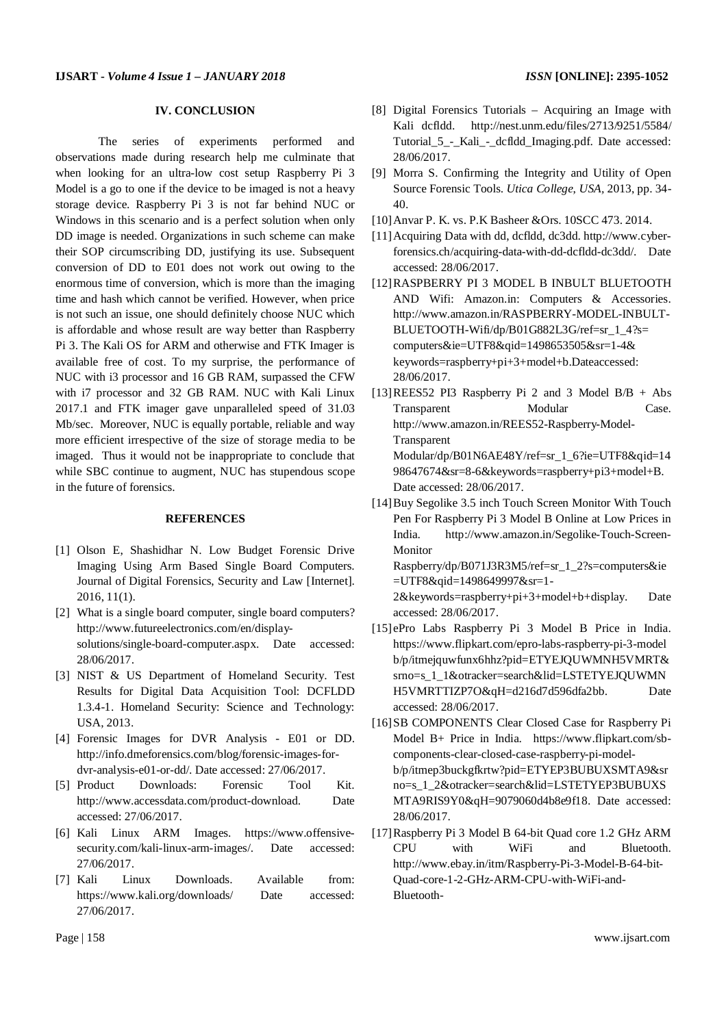## IV. CONCLUSION

The series of experiments performed and observations made during research help me culminate that when looking for an ultra-low cost setup Raspberry Pi 3 Model is a go to one if the device to be imaged is not a heavy storage device. Raspberry Pi 3 is not far behind NUC or Windows in this scenario and is a perfect solution when only DD image is needed. Organizations in such scheme can make their SOP circumscribing DD, justifying its use. Subsequent conversion of DD to E01 does not work out owing to the enormous time of conversion, which is more than the imaging time and hash which cannot be verified. However, when price is not such an issue, one should definitely choose NUC which is affordable and whose result are way better than Raspberry Pi 3. The Kali OS for ARM and otherwise and FTK Imager is available free of cost. To my surprise, the performance of NUC with i3 processor and 16 GB RAM, surpassed the CFW with i7 processor and 32 GB RAM. NUC with Kali Linux 2017.1 and FTK imager gave unparalleled speed of 31.03 Mb/sec. Moreover, NUC is equally portable, reliable and way more efficient irrespective of the size of storage media to be imaged. Thus it would not be inappropriate to conclude that while SBC continue to augment, NUC has stupendous scope in the future of forensics.

## REFERENCES

[1] Olson E, Shashidhar N. Low Budget Forensic Drive Imaging Using Arm Based Single Board Computers. Journal of Digital Forensics, Security and Law [Internet]. 2016, 11(1).

[2] What is a single board computer, single board computers? http://www.futureelectronics.com/en/display-solutions/single-board-computer.aspx. Date accessed: 28/06/2017.

[3] NIST & US Department of Homeland Security. Test Results for Digital Data Acquisition Tool: DCFLDD 1.3.4-1. Homeland Security: Science and Technology: USA, 2013.

[4] Forensic Images for DVR Analysis - E01 or DD. http://info.dmeforensics.com/blog/forensic-images-for-dvr-analysis-e01-or-dd/. Date accessed: 27/06/2017.

[5] Product Downloads: Forensic Tool Kit. http://www.accessdata.com/product-download. Date accessed: 27/06/2017.

[6] Kali Linux ARM Images. https://www.offensive-security.com/kali-linux-arm-images/. Date accessed: 27/06/2017.

[7] Kali Linux Downloads. Available from: https://www.kali.org/downloads/ Date accessed: 27/06/2017.

[8] Digital Forensics Tutorials – Acquiring an Image with Kali dcfldd. http://nest.unm.edu/files/2713/9251/5584/Tutorial_5_-_Kali_-_dcfldd_Imaging.pdf. Date accessed: 28/06/2017.

[9] Morra S. Confirming the Integrity and Utility of Open Source Forensic Tools. *Utica College, USA,* 2013, pp. 34-40.

[10] Anvar P. K. vs. P.K Basheer &Ors. 10SCC 473. 2014.

[11] Acquiring Data with dd, dcfldd, dc3dd. http://www.cyber-forensics.ch/acquiring-data-with-dd-dcfldd-dc3dd/. Date accessed: 28/06/2017.

[12] RASPBERRY PI 3 MODEL B INBULT BLUETOOTH AND Wifi: Amazon.in: Computers & Accessories. http://www.amazon.in/RASPBERRY-MODEL-INBULT-BLUETOOTH-Wifi/dp/B01G882L3G/ref=sr_1_4?s=computers&ie=UTF8&qid=1498653505&sr=1-4&keywords=raspberry+pi+3+model+b.Dateaccessed: 28/06/2017.

[13] REES52 PI3 Raspberry Pi 2 and 3 Model B/B + Abs Transparent Modular Case. http://www.amazon.in/REES52-Raspberry-Model-Transparent Modular/dp/B01N6AE48Y/ref=sr_1_6?ie=UTF8&qid=1498647674&sr=8-6&keywords=raspberry+pi3+model+B. Date accessed: 28/06/2017.

[14] Buy Segolike 3.5 inch Touch Screen Monitor With Touch Pen For Raspberry Pi 3 Model B Online at Low Prices in India. http://www.amazon.in/Segolike-Touch-Screen-Monitor Raspberry/dp/B071J3R3M5/ref=sr_1_2?s=computers&ie=UTF8&qid=1498649997&sr=1-2&keywords=raspberry+pi+3+model+b+display. Date accessed: 28/06/2017.

[15] ePro Labs Raspberry Pi 3 Model B Price in India. https://www.flipkart.com/epro-labs-raspberry-pi-3-model b/p/itmejquwfunx6hhz?pid=ETYEJQUWMNH5VMRT&srno=s_1_1&otracker=search&lid=LSTETYEJQUWMNH5VMRTTIZP7O&qH=d216d7d596dfa2bb. Date accessed: 28/06/2017.

[16] SB COMPONENTS Clear Closed Case for Raspberry Pi Model B+ Price in India. https://www.flipkart.com/sb-components-clear-closed-case-raspberry-pi-model-b/p/itmep3buckgfkrtw?pid=ETYEP3BUBUXSMTA9&srno=s_1_2&otracker=search&lid=LSTETYEP3BUBUXSMTA9RIS9Y0&qH=9079060d4b8e9f18. Date accessed: 28/06/2017.

[17] Raspberry Pi 3 Model B 64-bit Quad core 1.2 GHz ARM CPU with WiFi and Bluetooth. http://www.ebay.in/itm/Raspberry-Pi-3-Model-B-64-bit-Quad-core-1-2-GHz-ARM-CPU-with-WiFi-and-Bluetooth-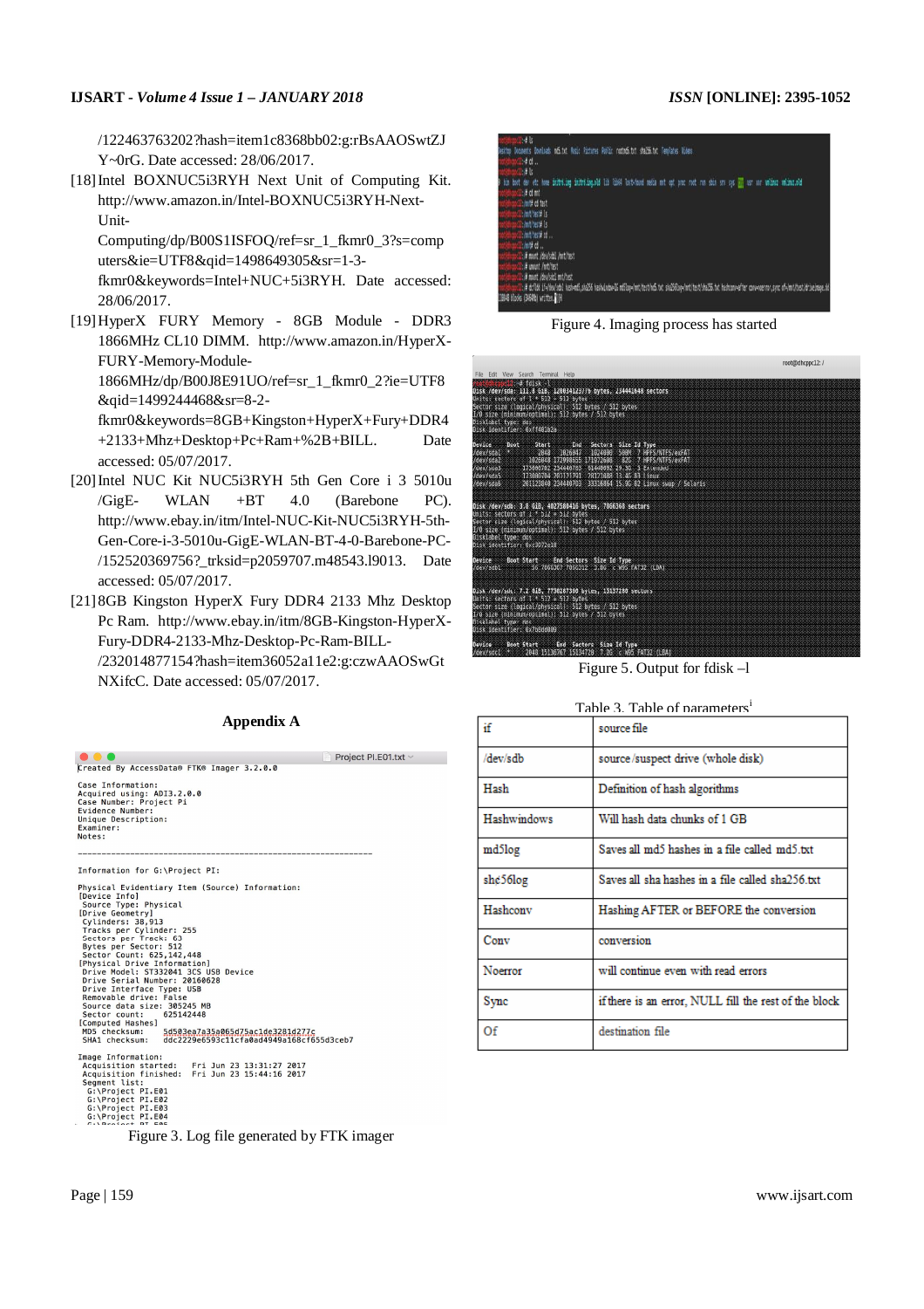/122463763202?hash=item1c8368bb02:g:rBsAAOSwtZJY~0rG. Date accessed: 28/06/2017.

[18] Intel BOXNUC5i3RYH Next Unit of Computing Kit. http://www.amazon.in/Intel-BOXNUC5i3RYH-Next-Unit-Computing/dp/B00S1ISFOQ/ref=sr_1_fkmr0_3?s=computers&ie=UTF8&qid=1498649305&sr=1-3-fkmr0&keywords=Intel+NUC+5i3RYH. Date accessed: 28/06/2017.

[19] HyperX FURY Memory - 8GB Module - DDR3 1866MHz CL10 DIMM. http://www.amazon.in/HyperX-FURY-Memory-Module-1866MHz/dp/B00J8E91UO/ref=sr_1_fkmr0_2?ie=UTF8&qid=1499244468&sr=8-2-fkmr0&keywords=8GB+Kingston+HyperX+Fury+DDR4+2133+Mhz+Desktop+Pc+Ram+%2B+BILL. Date accessed: 05/07/2017.

[20] Intel NUC Kit NUC5i3RYH 5th Gen Core i 3 5010u /GigE- WLAN +BT 4.0 (Barebone PC). http://www.ebay.in/itm/Intel-NUC-Kit-NUC5i3RYH-5th-Gen-Core-i-3-5010u-GigE-WLAN-BT-4-0-Barebone-PC-/152520369756?_trksid=p2059707.m48543.l9013. Date accessed: 05/07/2017.

[21] 8GB Kingston HyperX Fury DDR4 2133 Mhz Desktop Pc Ram. http://www.ebay.in/itm/8GB-Kingston-HyperX-Fury-DDR4-2133-Mhz-Desktop-Pc-Ram-BILL-/232014877154?hash=item36052a11e2:g:czwAAOSwGtNXifcC. Date accessed: 05/07/2017.

## Appendix A

```
Created By AccessData® FTK® Imager 3.2.0.0

Case Information:
Acquired using: ADI3.2.0.0
Case Number: Project Pi
Evidence Number:
Unique Description:
Examiner:
Notes:

----------------------------------------------------------------

Information for G:\Project PI:

Physical Evidentiary Item (Source) Information:
[Device Info]
 Source Type: Physical
[Drive Geometry]
 Cylinders: 38,913
 Tracks per Cylinder: 255
 Sectors per Track: 63
 Bytes per Sector: 512
 Sector Count: 625,142,448
[Physical Drive Information]
 Drive Model: ST332041 3CS USB Device
 Drive Serial Number: 20160628
 Drive Interface Type: USB
 Removable drive: False
 Source data size: 305245 MB
 Sector count:    625142448
[Computed Hashes]
 MD5 checksum:    5d503ea7a35a065d75ac1de3281d277c
 SHA1 checksum:   ddc2229e6593c11cfa0ad4949a168cf655d3ceb7

Image Information:
 Acquisition started:   Fri Jun 23 13:31:27 2017
 Acquisition finished:  Fri Jun 23 15:44:16 2017
 Segment list:
  G:\Project PI.E01
  G:\Project PI.E02
  G:\Project PI.E03
  G:\Project PI.E04
```

Figure 3. Log file generated by FTK imager

Figure 4. Imaging process has started

Figure 5. Output for fdisk –l

Table 3. Table of parameters

| if | source file |
|---|---|
| /dev/sdb | source /suspect drive (whole disk) |
| Hash | Definition of hash algorithms |
| Hashwindows | Will hash data chunks of 1 GB |
| md5log | Saves all md5 hashes in a file called md5.txt |
| sha56log | Saves all sha hashes in a file called sha256.txt |
| Hashconv | Hashing AFTER or BEFORE the conversion |
| Conv | conversion |
| Noerror | will continue even with read errors |
| Sync | if there is an error, NULL fill the rest of the block |
| Of | destination file |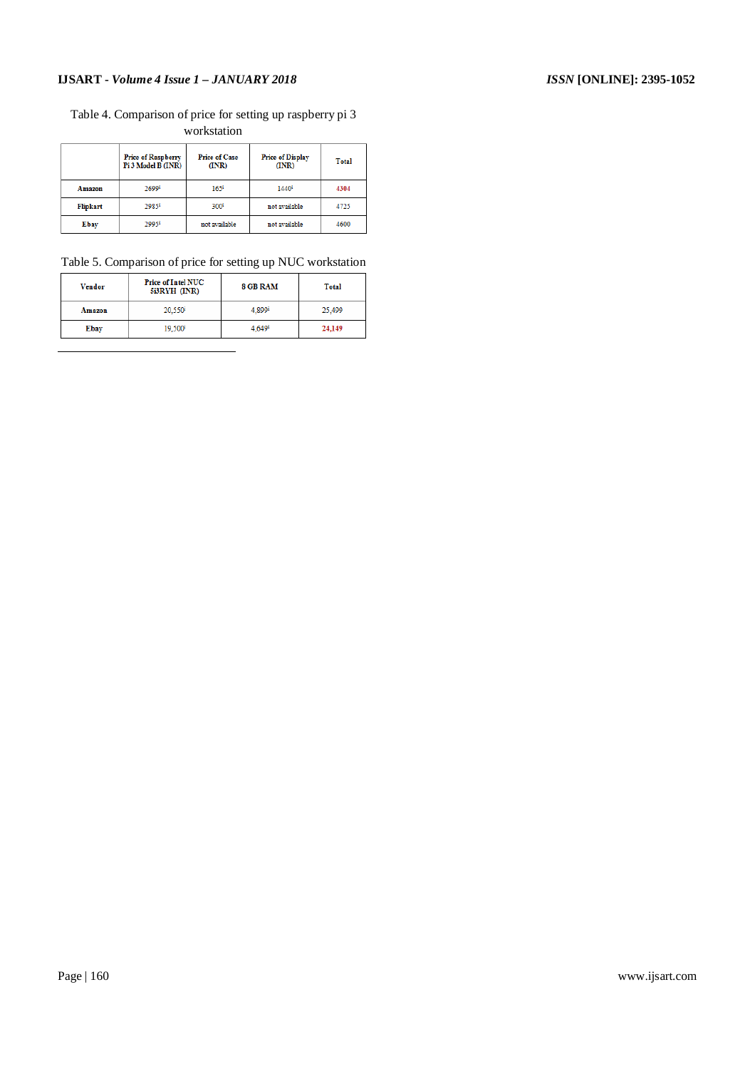Table 4. Comparison of price for setting up raspberry pi 3 workstation

| | Price of Raspberry Pi 3 Model B (INR) | Price of Case (INR) | Price of Display (INR) | Total |
|---|---|---|---|---|
| Amazon | 2699[i] | 165[ii] | 1440[iii] | 4304 |
| Flipkart | 2985[i] | 300[ii] | not available | 4725 |
| Ebay | 2995[i] | not available | not available | 4600 |

Table 5. Comparison of price for setting up NUC workstation

| Vendor | Price of Intel NUC 5i3RYH (INR) | 8 GB RAM | Total |
|---|---|---|---|
| Amazon | 20,550[i] | 4,899[ii] | 25,499 |
| Ebay | 19,500[i] | 4,649[ii] | 24,149 |